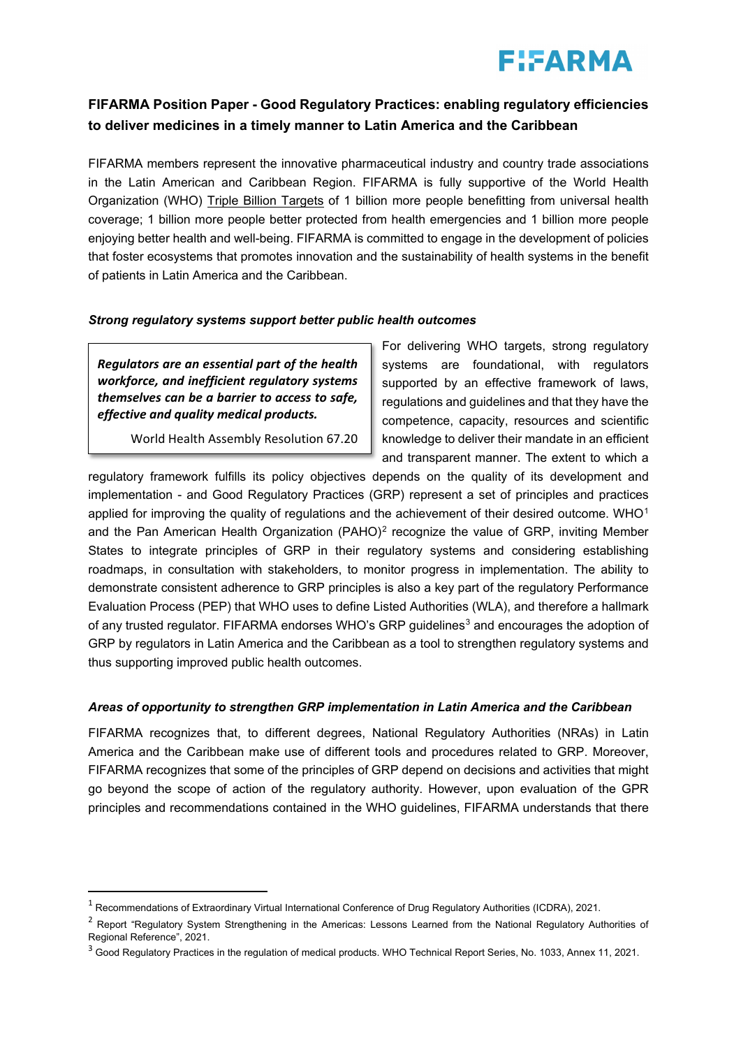FIFARMA

**FIFARMA Position Paper - Good Regulatory Practices: enabling regulatory efficiencies to deliver medicines in a timely manner to Latin America and the Caribbean**

FIFARMA members represent the innovative pharmaceutical industry and country trade associations in the Latin American and Caribbean Region. FIFARMA is fully supportive of the World Health Organization (WHO) Triple Billion Targets of 1 billion more people benefitting from universal health coverage; 1 billion more people better protected from health emergencies and 1 billion more people enjoying better health and well-being. FIFARMA is committed to engage in the development of policies that foster ecosystems that promotes innovation and the sustainability of health systems in the benefit of patients in Latin America and the Caribbean.

***Strong regulatory systems support better public health outcomes***

> ***Regulators are an essential part of the health workforce, and inefficient regulatory systems themselves can be a barrier to access to safe, effective and quality medical products.***
>
> World Health Assembly Resolution 67.20

For delivering WHO targets, strong regulatory systems are foundational, with regulators supported by an effective framework of laws, regulations and guidelines and that they have the competence, capacity, resources and scientific knowledge to deliver their mandate in an efficient and transparent manner. The extent to which a regulatory framework fulfills its policy objectives depends on the quality of its development and implementation - and Good Regulatory Practices (GRP) represent a set of principles and practices applied for improving the quality of regulations and the achievement of their desired outcome. WHO[1] and the Pan American Health Organization (PAHO)[2] recognize the value of GRP, inviting Member States to integrate principles of GRP in their regulatory systems and considering establishing roadmaps, in consultation with stakeholders, to monitor progress in implementation. The ability to demonstrate consistent adherence to GRP principles is also a key part of the regulatory Performance Evaluation Process (PEP) that WHO uses to define Listed Authorities (WLA), and therefore a hallmark of any trusted regulator. FIFARMA endorses WHO's GRP guidelines[3] and encourages the adoption of GRP by regulators in Latin America and the Caribbean as a tool to strengthen regulatory systems and thus supporting improved public health outcomes.

***Areas of opportunity to strengthen GRP implementation in Latin America and the Caribbean***

FIFARMA recognizes that, to different degrees, National Regulatory Authorities (NRAs) in Latin America and the Caribbean make use of different tools and procedures related to GRP. Moreover, FIFARMA recognizes that some of the principles of GRP depend on decisions and activities that might go beyond the scope of action of the regulatory authority. However, upon evaluation of the GPR principles and recommendations contained in the WHO guidelines, FIFARMA understands that there

---

[1] Recommendations of Extraordinary Virtual International Conference of Drug Regulatory Authorities (ICDRA), 2021.

[2] Report "Regulatory System Strengthening in the Americas: Lessons Learned from the National Regulatory Authorities of Regional Reference", 2021.

[3] Good Regulatory Practices in the regulation of medical products. WHO Technical Report Series, No. 1033, Annex 11, 2021.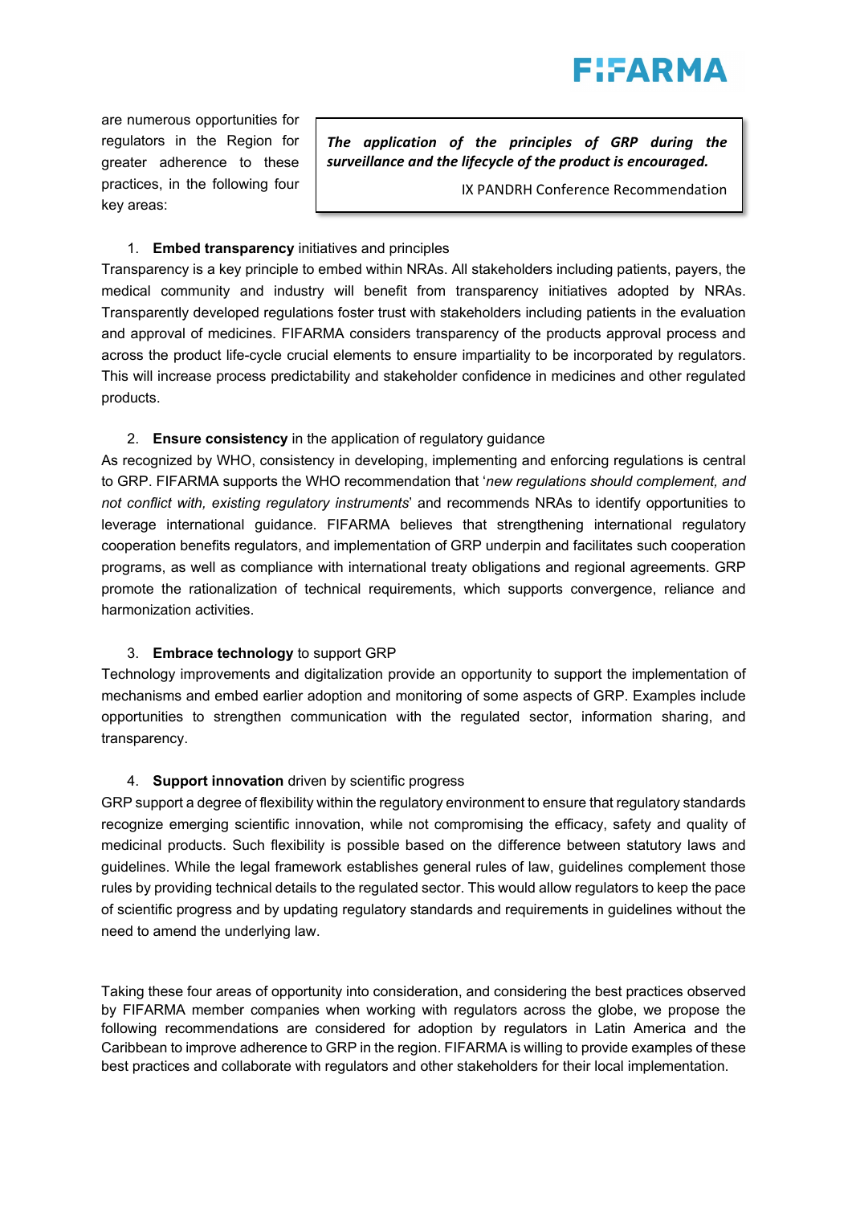are numerous opportunities for regulators in the Region for greater adherence to these practices, in the following four key areas:

> ***The application of the principles of GRP during the surveillance and the lifecycle of the product is encouraged.***
>
> IX PANDRH Conference Recommendation

1. **Embed transparency** initiatives and principles

Transparency is a key principle to embed within NRAs. All stakeholders including patients, payers, the medical community and industry will benefit from transparency initiatives adopted by NRAs. Transparently developed regulations foster trust with stakeholders including patients in the evaluation and approval of medicines. FIFARMA considers transparency of the products approval process and across the product life-cycle crucial elements to ensure impartiality to be incorporated by regulators. This will increase process predictability and stakeholder confidence in medicines and other regulated products.

2. **Ensure consistency** in the application of regulatory guidance

As recognized by WHO, consistency in developing, implementing and enforcing regulations is central to GRP. FIFARMA supports the WHO recommendation that '*new regulations should complement, and not conflict with, existing regulatory instruments*' and recommends NRAs to identify opportunities to leverage international guidance. FIFARMA believes that strengthening international regulatory cooperation benefits regulators, and implementation of GRP underpin and facilitates such cooperation programs, as well as compliance with international treaty obligations and regional agreements. GRP promote the rationalization of technical requirements, which supports convergence, reliance and harmonization activities.

3. **Embrace technology** to support GRP

Technology improvements and digitalization provide an opportunity to support the implementation of mechanisms and embed earlier adoption and monitoring of some aspects of GRP. Examples include opportunities to strengthen communication with the regulated sector, information sharing, and transparency.

4. **Support innovation** driven by scientific progress

GRP support a degree of flexibility within the regulatory environment to ensure that regulatory standards recognize emerging scientific innovation, while not compromising the efficacy, safety and quality of medicinal products. Such flexibility is possible based on the difference between statutory laws and guidelines. While the legal framework establishes general rules of law, guidelines complement those rules by providing technical details to the regulated sector. This would allow regulators to keep the pace of scientific progress and by updating regulatory standards and requirements in guidelines without the need to amend the underlying law.

Taking these four areas of opportunity into consideration, and considering the best practices observed by FIFARMA member companies when working with regulators across the globe, we propose the following recommendations are considered for adoption by regulators in Latin America and the Caribbean to improve adherence to GRP in the region. FIFARMA is willing to provide examples of these best practices and collaborate with regulators and other stakeholders for their local implementation.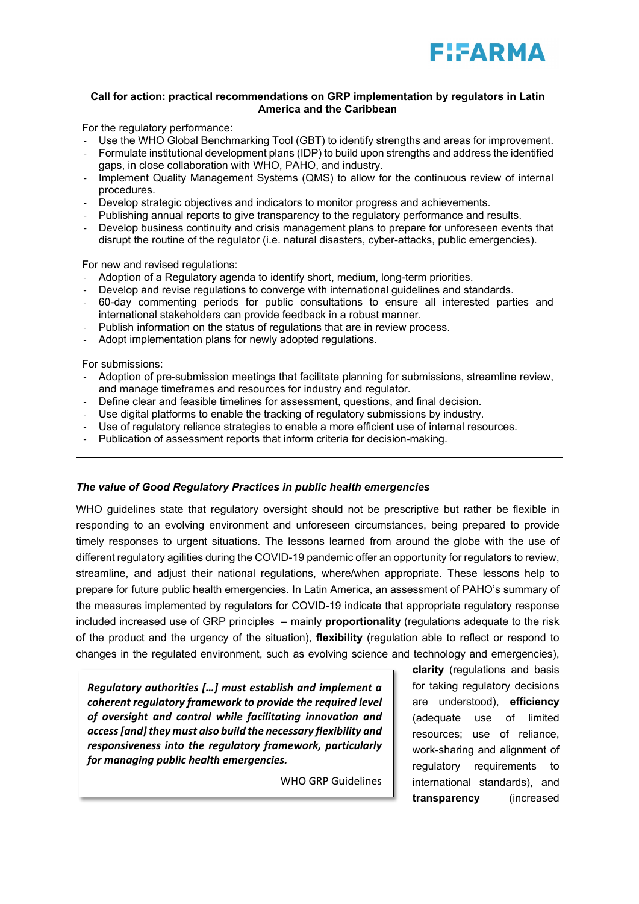**Call for action: practical recommendations on GRP implementation by regulators in Latin America and the Caribbean**

For the regulatory performance:

- Use the WHO Global Benchmarking Tool (GBT) to identify strengths and areas for improvement.
- Formulate institutional development plans (IDP) to build upon strengths and address the identified gaps, in close collaboration with WHO, PAHO, and industry.
- Implement Quality Management Systems (QMS) to allow for the continuous review of internal procedures.
- Develop strategic objectives and indicators to monitor progress and achievements.
- Publishing annual reports to give transparency to the regulatory performance and results.
- Develop business continuity and crisis management plans to prepare for unforeseen events that disrupt the routine of the regulator (i.e. natural disasters, cyber-attacks, public emergencies).

For new and revised regulations:

- Adoption of a Regulatory agenda to identify short, medium, long-term priorities.
- Develop and revise regulations to converge with international guidelines and standards.
- 60-day commenting periods for public consultations to ensure all interested parties and international stakeholders can provide feedback in a robust manner.
- Publish information on the status of regulations that are in review process.
- Adopt implementation plans for newly adopted regulations.

For submissions:

- Adoption of pre-submission meetings that facilitate planning for submissions, streamline review, and manage timeframes and resources for industry and regulator.
- Define clear and feasible timelines for assessment, questions, and final decision.
- Use digital platforms to enable the tracking of regulatory submissions by industry.
- Use of regulatory reliance strategies to enable a more efficient use of internal resources.
- Publication of assessment reports that inform criteria for decision-making.

### *The value of Good Regulatory Practices in public health emergencies*

WHO guidelines state that regulatory oversight should not be prescriptive but rather be flexible in responding to an evolving environment and unforeseen circumstances, being prepared to provide timely responses to urgent situations. The lessons learned from around the globe with the use of different regulatory agilities during the COVID-19 pandemic offer an opportunity for regulators to review, streamline, and adjust their national regulations, where/when appropriate. These lessons help to prepare for future public health emergencies. In Latin America, an assessment of PAHO's summary of the measures implemented by regulators for COVID-19 indicate that appropriate regulatory response included increased use of GRP principles – mainly **proportionality** (regulations adequate to the risk of the product and the urgency of the situation), **flexibility** (regulation able to reflect or respond to changes in the regulated environment, such as evolving science and technology and emergencies), **clarity** (regulations and basis for taking regulatory decisions are understood), **efficiency** (adequate use of limited resources; use of reliance, work-sharing and alignment of regulatory requirements to international standards), and **transparency** (increased

> ***Regulatory authorities […] must establish and implement a coherent regulatory framework to provide the required level of oversight and control while facilitating innovation and access [and] they must also build the necessary flexibility and responsiveness into the regulatory framework, particularly for managing public health emergencies.***
>
> WHO GRP Guidelines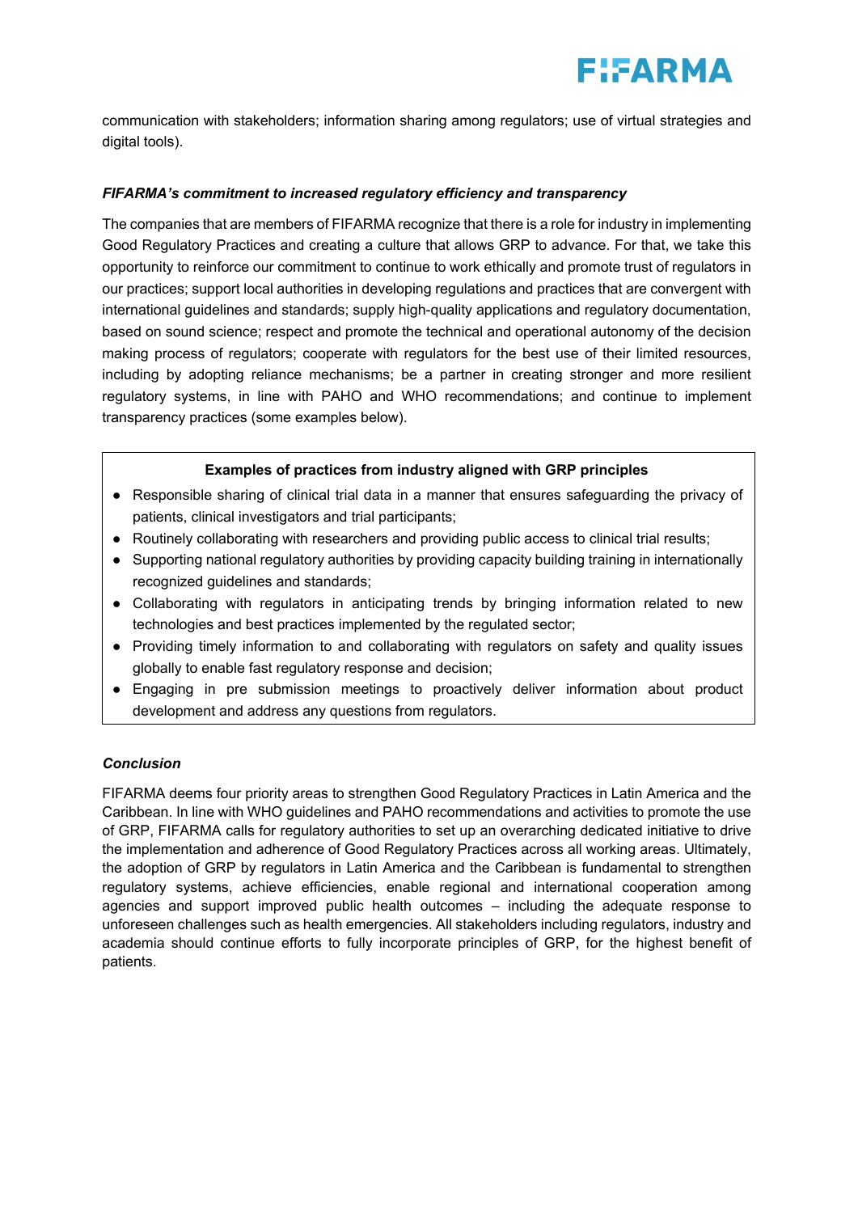communication with stakeholders; information sharing among regulators; use of virtual strategies and digital tools).

***FIFARMA's commitment to increased regulatory efficiency and transparency***

The companies that are members of FIFARMA recognize that there is a role for industry in implementing Good Regulatory Practices and creating a culture that allows GRP to advance. For that, we take this opportunity to reinforce our commitment to continue to work ethically and promote trust of regulators in our practices; support local authorities in developing regulations and practices that are convergent with international guidelines and standards; supply high-quality applications and regulatory documentation, based on sound science; respect and promote the technical and operational autonomy of the decision making process of regulators; cooperate with regulators for the best use of their limited resources, including by adopting reliance mechanisms; be a partner in creating stronger and more resilient regulatory systems, in line with PAHO and WHO recommendations; and continue to implement transparency practices (some examples below).

**Examples of practices from industry aligned with GRP principles**

- Responsible sharing of clinical trial data in a manner that ensures safeguarding the privacy of patients, clinical investigators and trial participants;
- Routinely collaborating with researchers and providing public access to clinical trial results;
- Supporting national regulatory authorities by providing capacity building training in internationally recognized guidelines and standards;
- Collaborating with regulators in anticipating trends by bringing information related to new technologies and best practices implemented by the regulated sector;
- Providing timely information to and collaborating with regulators on safety and quality issues globally to enable fast regulatory response and decision;
- Engaging in pre submission meetings to proactively deliver information about product development and address any questions from regulators.

***Conclusion***

FIFARMA deems four priority areas to strengthen Good Regulatory Practices in Latin America and the Caribbean. In line with WHO guidelines and PAHO recommendations and activities to promote the use of GRP, FIFARMA calls for regulatory authorities to set up an overarching dedicated initiative to drive the implementation and adherence of Good Regulatory Practices across all working areas. Ultimately, the adoption of GRP by regulators in Latin America and the Caribbean is fundamental to strengthen regulatory systems, achieve efficiencies, enable regional and international cooperation among agencies and support improved public health outcomes – including the adequate response to unforeseen challenges such as health emergencies. All stakeholders including regulators, industry and academia should continue efforts to fully incorporate principles of GRP, for the highest benefit of patients.